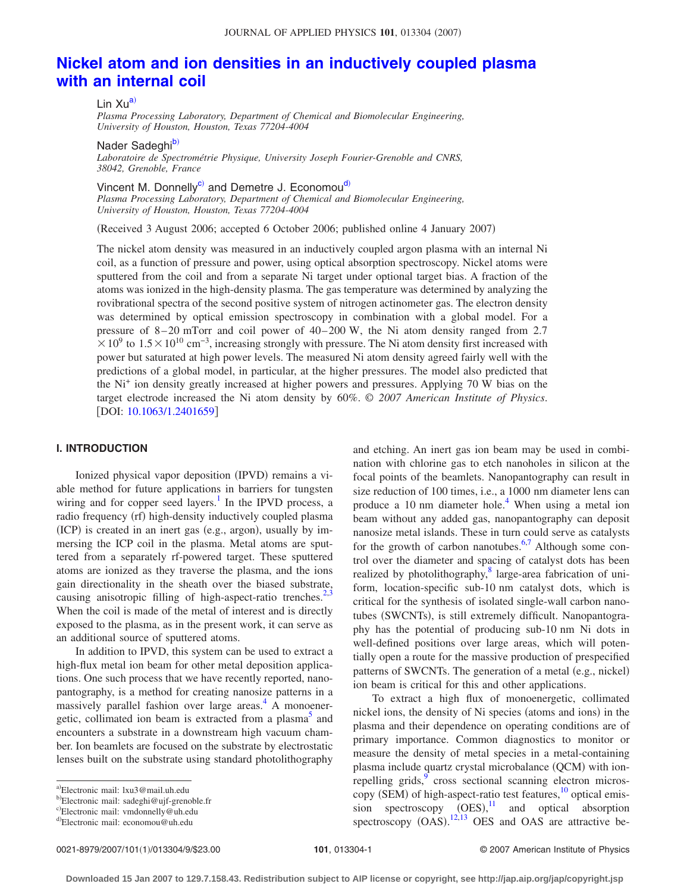# Nickel atom and ion densities in an inductively coupled plasma with an internal coil

Lin Xu[a)]

*Plasma Processing Laboratory, Department of Chemical and Biomolecular Engineering, University of Houston, Houston, Texas 77204-4004*

Nader Sadeghi[b)]

*Laboratoire de Spectrométrie Physique, University Joseph Fourier-Grenoble and CNRS, 38042, Grenoble, France*

Vincent M. Donnelly[c)] and Demetre J. Economou[d)]

*Plasma Processing Laboratory, Department of Chemical and Biomolecular Engineering, University of Houston, Houston, Texas 77204-4004*

(Received 3 August 2006; accepted 6 October 2006; published online 4 January 2007)

The nickel atom density was measured in an inductively coupled argon plasma with an internal Ni coil, as a function of pressure and power, using optical absorption spectroscopy. Nickel atoms were sputtered from the coil and from a separate Ni target under optional target bias. A fraction of the atoms was ionized in the high-density plasma. The gas temperature was determined by analyzing the rovibrational spectra of the second positive system of nitrogen actinometer gas. The electron density was determined by optical emission spectroscopy in combination with a global model. For a pressure of 8–20 mTorr and coil power of 40–200 W, the Ni atom density ranged from $2.7 \times 10^9$ to $1.5 \times 10^{10}$ cm$^{-3}$, increasing strongly with pressure. The Ni atom density first increased with power but saturated at high power levels. The measured Ni atom density agreed fairly well with the predictions of a global model, in particular, at the higher pressures. The model also predicted that the $Ni^+$ ion density greatly increased at higher powers and pressures. Applying 70 W bias on the target electrode increased the Ni atom density by 60%. © *2007 American Institute of Physics*. [DOI: 10.1063/1.2401659]

## I. INTRODUCTION

Ionized physical vapor deposition (IPVD) remains a viable method for future applications in barriers for tungsten wiring and for copper seed layers.[1] In the IPVD process, a radio frequency (rf) high-density inductively coupled plasma (ICP) is created in an inert gas (e.g., argon), usually by immersing the ICP coil in the plasma. Metal atoms are sputtered from a separately rf-powered target. These sputtered atoms are ionized as they traverse the plasma, and the ions gain directionality in the sheath over the biased substrate, causing anisotropic filling of high-aspect-ratio trenches.[2,3] When the coil is made of the metal of interest and is directly exposed to the plasma, as in the present work, it can serve as an additional source of sputtered atoms.

In addition to IPVD, this system can be used to extract a high-flux metal ion beam for other metal deposition applications. One such process that we have recently reported, nanopantography, is a method for creating nanosize patterns in a massively parallel fashion over large areas.[4] A monoenergetic, collimated ion beam is extracted from a plasma[5] and encounters a substrate in a downstream high vacuum chamber. Ion beamlets are focused on the substrate by electrostatic lenses built on the substrate using standard photolithography and etching. An inert gas ion beam may be used in combination with chlorine gas to etch nanoholes in silicon at the focal points of the beamlets. Nanopantography can result in size reduction of 100 times, i.e., a 1000 nm diameter lens can produce a 10 nm diameter hole.[4] When using a metal ion beam without any added gas, nanopantography can deposit nanosize metal islands. These in turn could serve as catalysts for the growth of carbon nanotubes.[6,7] Although some control over the diameter and spacing of catalyst dots has been realized by photolithography,[8] large-area fabrication of uniform, location-specific sub-10 nm catalyst dots, which is critical for the synthesis of isolated single-wall carbon nanotubes (SWCNTs), is still extremely difficult. Nanopantography has the potential of producing sub-10 nm Ni dots in well-defined positions over large areas, which will potentially open a route for the massive production of prespecified patterns of SWCNTs. The generation of a metal (e.g., nickel) ion beam is critical for this and other applications.

To extract a high flux of monoenergetic, collimated nickel ions, the density of Ni species (atoms and ions) in the plasma and their dependence on operating conditions are of primary importance. Common diagnostics to monitor or measure the density of metal species in a metal-containing plasma include quartz crystal microbalance (QCM) with ion-repelling grids,[9] cross sectional scanning electron microscopy (SEM) of high-aspect-ratio test features,[10] optical emission spectroscopy (OES),[11] and optical absorption spectroscopy (OAS).[12,13] OES and OAS are attractive be-

---

a)Electronic mail: lxu3@mail.uh.edu

b)Electronic mail: sadeghi@ujf-grenoble.fr

c)Electronic mail: vmdonnelly@uh.edu

d)Electronic mail: economou@uh.edu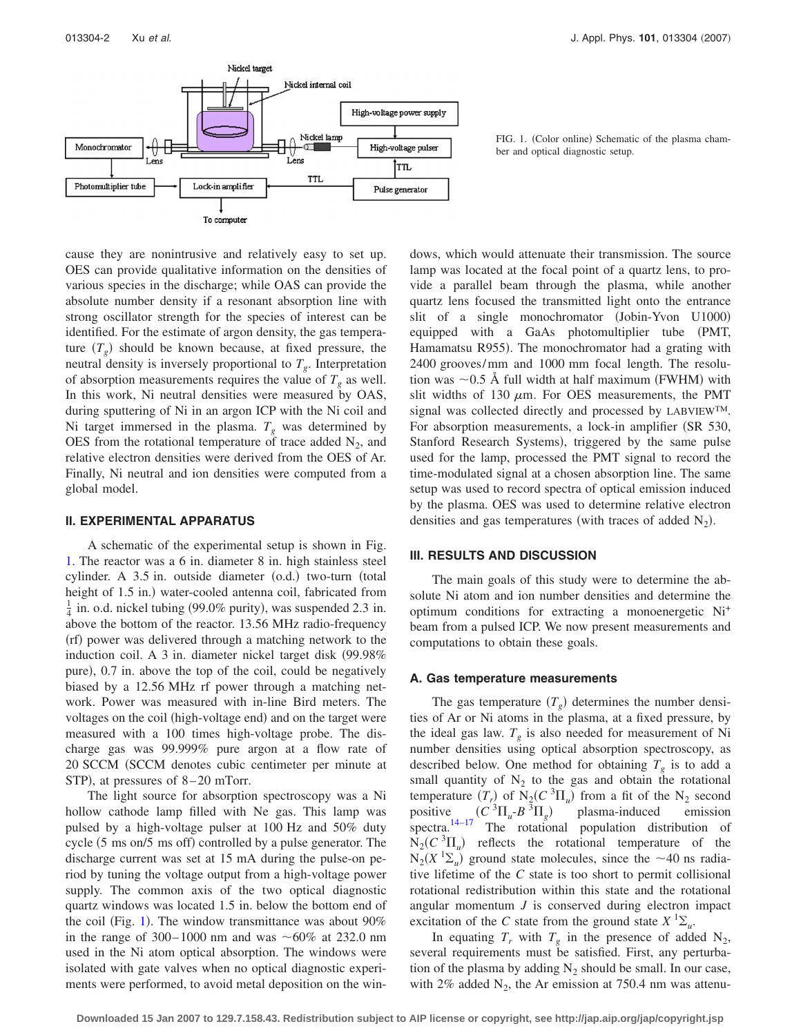FIG. 1. (Color online) Schematic of the plasma chamber and optical diagnostic setup.

cause they are nonintrusive and relatively easy to set up. OES can provide qualitative information on the densities of various species in the discharge; while OAS can provide the absolute number density if a resonant absorption line with strong oscillator strength for the species of interest can be identified. For the estimate of argon density, the gas temperature ($T_g$) should be known because, at fixed pressure, the neutral density is inversely proportional to $T_g$. Interpretation of absorption measurements requires the value of $T_g$ as well. In this work, Ni neutral densities were measured by OAS, during sputtering of Ni in an argon ICP with the Ni coil and Ni target immersed in the plasma. $T_g$ was determined by OES from the rotational temperature of trace added $N_2$, and relative electron densities were derived from the OES of Ar. Finally, Ni neutral and ion densities were computed from a global model.

## II. EXPERIMENTAL APPARATUS

A schematic of the experimental setup is shown in Fig. 1. The reactor was a 6 in. diameter 8 in. high stainless steel cylinder. A 3.5 in. outside diameter (o.d.) two-turn (total height of 1.5 in.) water-cooled antenna coil, fabricated from $\frac{1}{4}$ in. o.d. nickel tubing (99.0% purity), was suspended 2.3 in. above the bottom of the reactor. 13.56 MHz radio-frequency (rf) power was delivered through a matching network to the induction coil. A 3 in. diameter nickel target disk (99.98% pure), 0.7 in. above the top of the coil, could be negatively biased by a 12.56 MHz rf power through a matching network. Power was measured with in-line Bird meters. The voltages on the coil (high-voltage end) and on the target were measured with a 100 times high-voltage probe. The discharge gas was 99.999% pure argon at a flow rate of 20 SCCM (SCCM denotes cubic centimeter per minute at STP), at pressures of 8–20 mTorr.

The light source for absorption spectroscopy was a Ni hollow cathode lamp filled with Ne gas. This lamp was pulsed by a high-voltage pulser at 100 Hz and 50% duty cycle (5 ms on/5 ms off) controlled by a pulse generator. The discharge current was set at 15 mA during the pulse-on period by tuning the voltage output from a high-voltage power supply. The common axis of the two optical diagnostic quartz windows was located 1.5 in. below the bottom end of the coil (Fig. 1). The window transmittance was about 90% in the range of 300–1000 nm and was ~60% at 232.0 nm used in the Ni atom optical absorption. The windows were isolated with gate valves when no optical diagnostic experiments were performed, to avoid metal deposition on the windows, which would attenuate their transmission. The source lamp was located at the focal point of a quartz lens, to provide a parallel beam through the plasma, while another quartz lens focused the transmitted light onto the entrance slit of a single monochromator (Jobin-Yvon U1000) equipped with a GaAs photomultiplier tube (PMT, Hamamatsu R955). The monochromator had a grating with 2400 grooves/mm and 1000 mm focal length. The resolution was ~0.5 Å full width at half maximum (FWHM) with slit widths of 130 $\mu$m. For OES measurements, the PMT signal was collected directly and processed by LABVIEW™. For absorption measurements, a lock-in amplifier (SR 530, Stanford Research Systems), triggered by the same pulse used for the lamp, processed the PMT signal to record the time-modulated signal at a chosen absorption line. The same setup was used to record spectra of optical emission induced by the plasma. OES was used to determine relative electron densities and gas temperatures (with traces of added $N_2$).

## III. RESULTS AND DISCUSSION

The main goals of this study were to determine the absolute Ni atom and ion number densities and determine the optimum conditions for extracting a monoenergetic $Ni^+$ beam from a pulsed ICP. We now present measurements and computations to obtain these goals.

### A. Gas temperature measurements

The gas temperature ($T_g$) determines the number densities of Ar or Ni atoms in the plasma, at a fixed pressure, by the ideal gas law. $T_g$ is also needed for measurement of Ni number densities using optical absorption spectroscopy, as described below. One method for obtaining $T_g$ is to add a small quantity of $N_2$ to the gas and obtain the rotational temperature ($T_r$) of $N_2(C\,^3\Pi_u)$ from a fit of the $N_2$ second positive ($C\,^3\Pi_u$-$B\,^3\Pi_g$) plasma-induced emission spectra.[14–17] The rotational population distribution of $N_2(C\,^3\Pi_u)$ reflects the rotational temperature of the $N_2(X\,^1\Sigma_u)$ ground state molecules, since the ~40 ns radiative lifetime of the $C$ state is too short to permit collisional rotational redistribution within this state and the rotational angular momentum $J$ is conserved during electron impact excitation of the $C$ state from the ground state $X\,^1\Sigma_u$.

In equating $T_r$ with $T_g$ in the presence of added $N_2$, several requirements must be satisfied. First, any perturbation of the plasma by adding $N_2$ should be small. In our case, with 2% added $N_2$, the Ar emission at 750.4 nm was attenu-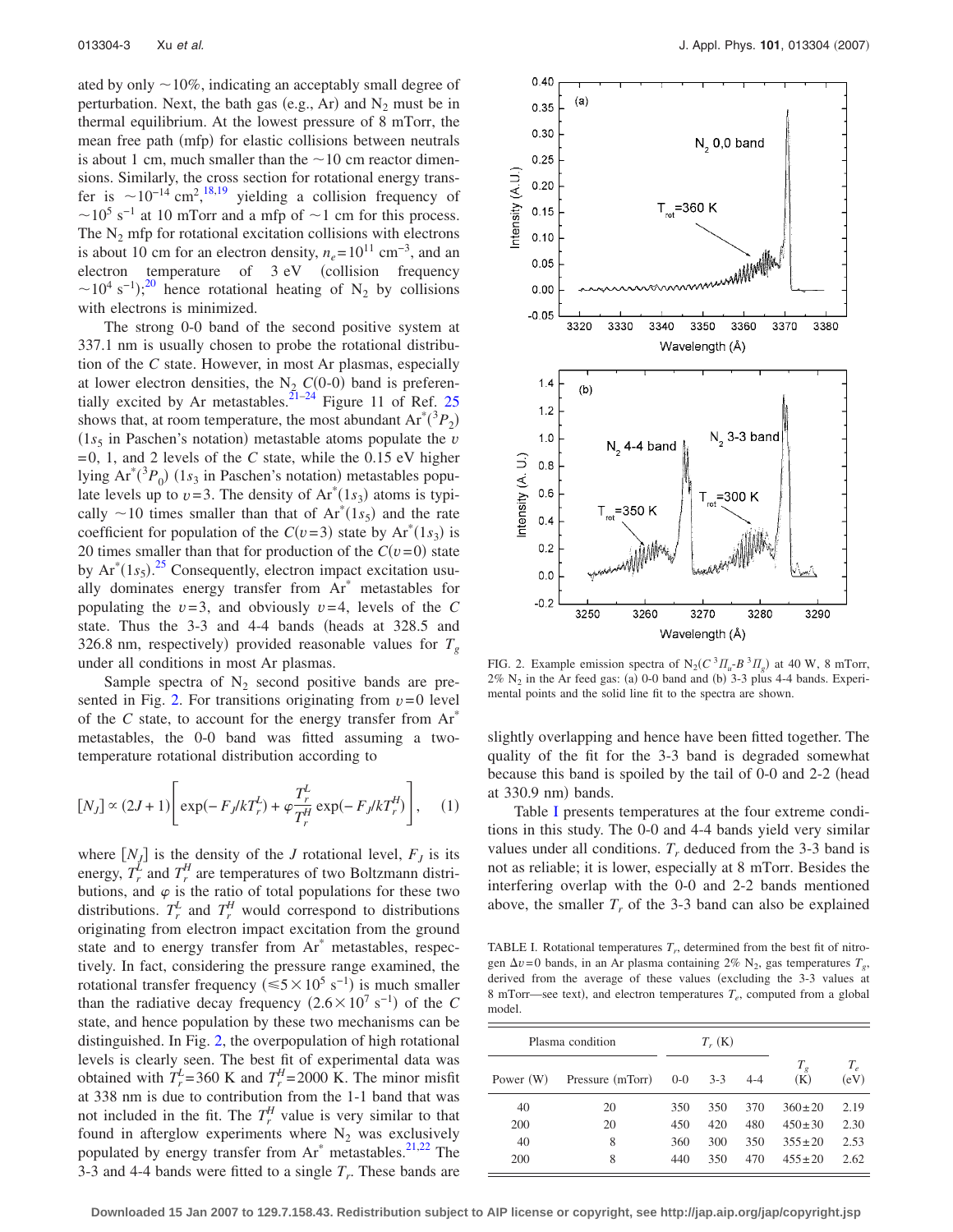ated by only ~10%, indicating an acceptably small degree of perturbation. Next, the bath gas (e.g., Ar) and $N_2$ must be in thermal equilibrium. At the lowest pressure of 8 mTorr, the mean free path (mfp) for elastic collisions between neutrals is about 1 cm, much smaller than the ~10 cm reactor dimensions. Similarly, the cross section for rotational energy transfer is $\sim 10^{-14}$ cm$^2$,[18,19] yielding a collision frequency of $\sim 10^5$ s$^{-1}$ at 10 mTorr and a mfp of ~1 cm for this process. The $N_2$ mfp for rotational excitation collisions with electrons is about 10 cm for an electron density, $n_e = 10^{11}$ cm$^{-3}$, and an electron temperature of 3 eV (collision frequency $\sim 10^4$ s$^{-1}$);[20] hence rotational heating of $N_2$ by collisions with electrons is minimized.

The strong 0-0 band of the second positive system at 337.1 nm is usually chosen to probe the rotational distribution of the $C$ state. However, in most Ar plasmas, especially at lower electron densities, the $N_2$ $C$(0-0) band is preferentially excited by Ar metastables.[21–24] Figure 11 of Ref. 25 shows that, at room temperature, the most abundant $Ar^*(^3P_2)$ ($1s_5$ in Paschen's notation) metastable atoms populate the $v=0$, 1, and 2 levels of the $C$ state, while the 0.15 eV higher lying $Ar^*(^3P_0)$ ($1s_3$ in Paschen's notation) metastables populate levels up to $v=3$. The density of $Ar^*(1s_3)$ atoms is typically ~10 times smaller than that of $Ar^*(1s_5)$ and the rate coefficient for population of the $C(v=3)$ state by $Ar^*(1s_3)$ is 20 times smaller than that for production of the $C(v=0)$ state by $Ar^*(1s_5)$.[25] Consequently, electron impact excitation usually dominates energy transfer from $Ar^*$ metastables for populating the $v=3$, and obviously $v=4$, levels of the $C$ state. Thus the 3-3 and 4-4 bands (heads at 328.5 and 326.8 nm, respectively) provided reasonable values for $T_g$ under all conditions in most Ar plasmas.

Sample spectra of $N_2$ second positive bands are presented in Fig. 2. For transitions originating from $v=0$ level of the $C$ state, to account for the energy transfer from $Ar^*$ metastables, the 0-0 band was fitted assuming a two-temperature rotational distribution according to

$$[N_J] \propto (2J+1)\left[\exp(-F_J/kT_r^L) + \varphi \frac{T_r^L}{T_r^H}\exp(-F_J/kT_r^H)\right], \quad (1)$$

where $[N_J]$ is the density of the $J$ rotational level, $F_J$ is its energy, $T_r^L$ and $T_r^H$ are temperatures of two Boltzmann distributions, and $\varphi$ is the ratio of total populations for these two distributions. $T_r^L$ and $T_r^H$ would correspond to distributions originating from electron impact excitation from the ground state and to energy transfer from $Ar^*$ metastables, respectively. In fact, considering the pressure range examined, the rotational transfer frequency ($\leq 5\times 10^5$ s$^{-1}$) is much smaller than the radiative decay frequency ($2.6\times 10^7$ s$^{-1}$) of the $C$ state, and hence population by these two mechanisms can be distinguished. In Fig. 2, the overpopulation of high rotational levels is clearly seen. The best fit of experimental data was obtained with $T_r^L = 360$ K and $T_r^H = 2000$ K. The minor misfit at 338 nm is due to contribution from the 1-1 band that was not included in the fit. The $T_r^H$ value is very similar to that found in afterglow experiments where $N_2$ was exclusively populated by energy transfer from $Ar^*$ metastables.[21,22] The 3-3 and 4-4 bands were fitted to a single $T_r$. These bands are slightly overlapping and hence have been fitted together. The quality of the fit for the 3-3 band is degraded somewhat because this band is spoiled by the tail of 0-0 and 2-2 (head at 330.9 nm) bands.

Table I presents temperatures at the four extreme conditions in this study. The 0-0 and 4-4 bands yield very similar values under all conditions. $T_r$ deduced from the 3-3 band is not as reliable; it is lower, especially at 8 mTorr. Besides the interfering overlap with the 0-0 and 2-2 bands mentioned above, the smaller $T_r$ of the 3-3 band can also be explained

FIG. 2. Example emission spectra of $N_2(C\,^3\Pi_u - B\,^3\Pi_g)$ at 40 W, 8 mTorr, 2% $N_2$ in the Ar feed gas: (a) 0-0 band and (b) 3-3 plus 4-4 bands. Experimental points and the solid line fit to the spectra are shown.

TABLE I. Rotational temperatures $T_r$, determined from the best fit of nitrogen $\Delta v=0$ bands, in an Ar plasma containing 2% $N_2$, gas temperatures $T_g$, derived from the average of these values (excluding the 3-3 values at 8 mTorr—see text), and electron temperatures $T_e$, computed from a global model.

| Plasma condition | | $T_r$ (K) | | | | |
|---|---|---|---|---|---|---|
| Power (W) | Pressure (mTorr) | 0-0 | 3-3 | 4-4 | $T_g$ (K) | $T_e$ (eV) |
| 40 | 20 | 350 | 350 | 370 | 360±20 | 2.19 |
| 200 | 20 | 450 | 420 | 480 | 450±30 | 2.30 |
| 40 | 8 | 360 | 300 | 350 | 355±20 | 2.53 |
| 200 | 8 | 440 | 350 | 470 | 455±20 | 2.62 |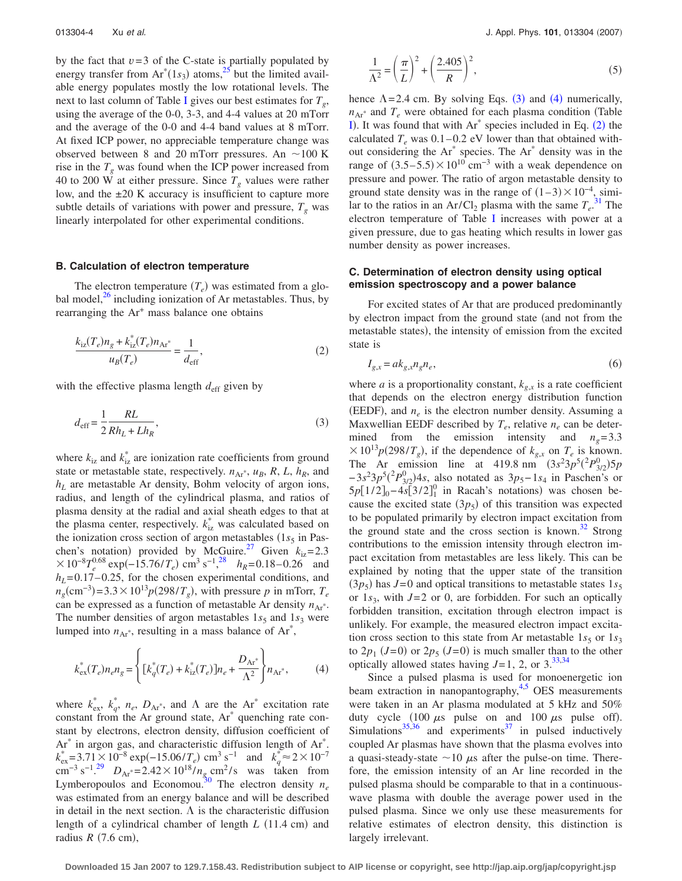by the fact that $v=3$ of the C-state is partially populated by energy transfer from $Ar^*(1s_3)$ atoms,[25] but the limited available energy populates mostly the low rotational levels. The next to last column of Table I gives our best estimates for $T_g$, using the average of the 0-0, 3-3, and 4-4 values at 20 mTorr and the average of the 0-0 and 4-4 band values at 8 mTorr. At fixed ICP power, no appreciable temperature change was observed between 8 and 20 mTorr pressures. An ~100 K rise in the $T_g$ was found when the ICP power increased from 40 to 200 W at either pressure. Since $T_g$ values were rather low, and the ±20 K accuracy is insufficient to capture more subtle details of variations with power and pressure, $T_g$ was linearly interpolated for other experimental conditions.

### B. Calculation of electron temperature

The electron temperature ($T_e$) was estimated from a global model,[26] including ionization of Ar metastables. Thus, by rearranging the $Ar^+$ mass balance one obtains

$$\frac{k_{iz}(T_e)n_g + k_{iz}^*(T_e)n_{Ar^*}}{u_B(T_e)} = \frac{1}{d_{eff}}, \tag{2}$$

with the effective plasma length $d_{eff}$ given by

$$d_{eff} = \frac{1}{2}\frac{RL}{Rh_L + Lh_R}, \tag{3}$$

where $k_{iz}$ and $k_{iz}^*$ are ionization rate coefficients from ground state or metastable state, respectively. $n_{Ar^*}$, $u_B$, $R$, $L$, $h_R$, and $h_L$ are metastable Ar density, Bohm velocity of argon ions, radius, and length of the cylindrical plasma, and ratios of plasma density at the radial and axial sheath edges to that at the plasma center, respectively. $k_{iz}^*$ was calculated based on the ionization cross section of argon metastables ($1s_5$ in Paschen's notation) provided by McGuire.[27] Given $k_{iz}=2.3 \times 10^{-8} T_e^{0.68} \exp(-15.76/T_e)$ cm$^3$ s$^{-1}$,[28] $h_R=0.18-0.26$ and $h_L=0.17-0.25$, for the chosen experimental conditions, and $n_g(\text{cm}^{-3})=3.3\times 10^{13} p(298/T_g)$, with pressure $p$ in mTorr, $T_e$ can be expressed as a function of metastable Ar density $n_{Ar^*}$. The number densities of argon metastables $1s_5$ and $1s_3$ were lumped into $n_{Ar^*}$, resulting in a mass balance of $Ar^*$,

$$k_{ex}^*(T_e)n_e n_g = \left\{[k_q^*(T_e) + k_{iz}^*(T_e)]n_e + \frac{D_{Ar^*}}{\Lambda^2}\right\} n_{Ar^*}, \tag{4}$$

where $k_{ex}^*$, $k_q^*$, $n_e$, $D_{Ar^*}$, and $\Lambda$ are the $Ar^*$ excitation rate constant from the Ar ground state, $Ar^*$ quenching rate constant by electrons, electron density, diffusion coefficient of $Ar^*$ in argon gas, and characteristic diffusion length of $Ar^*$. $k_{ex}^*=3.71\times 10^{-8}\exp(-15.06/T_e)$ cm$^3$ s$^{-1}$ and $k_q^*\approx 2\times 10^{-7}$ cm$^{-3}$ s$^{-1}$.[29] $D_{Ar^*}=2.42\times 10^{18}/n_g$ cm$^2$/s was taken from Lymberopoulos and Economou.[30] The electron density $n_e$ was estimated from an energy balance and will be described in detail in the next section. $\Lambda$ is the characteristic diffusion length of a cylindrical chamber of length $L$ (11.4 cm) and radius $R$ (7.6 cm),

$$\frac{1}{\Lambda^2} = \left(\frac{\pi}{L}\right)^2 + \left(\frac{2.405}{R}\right)^2, \tag{5}$$

hence $\Lambda=2.4$ cm. By solving Eqs. (3) and (4) numerically, $n_{Ar^*}$ and $T_e$ were obtained for each plasma condition (Table I). It was found that with $Ar^*$ species included in Eq. (2) the calculated $T_e$ was 0.1–0.2 eV lower than that obtained without considering the $Ar^*$ species. The $Ar^*$ density was in the range of $(3.5-5.5)\times 10^{10}$ cm$^{-3}$ with a weak dependence on pressure and power. The ratio of argon metastable density to ground state density was in the range of $(1-3)\times 10^{-4}$, similar to the ratios in an $Ar/Cl_2$ plasma with the same $T_e$.[31] The electron temperature of Table I increases with power at a given pressure, due to gas heating which results in lower gas number density as power increases.

### C. Determination of electron density using optical emission spectroscopy and a power balance

For excited states of Ar that are produced predominantly by electron impact from the ground state (and not from the metastable states), the intensity of emission from the excited state is

$$I_{g,x} = a k_{g,x} n_g n_e, \tag{6}$$

where $a$ is a proportionality constant, $k_{g,x}$ is a rate coefficient that depends on the electron energy distribution function (EEDF), and $n_e$ is the electron number density. Assuming a Maxwellian EEDF described by $T_e$, relative $n_e$ can be determined from the emission intensity and $n_g=3.3\times 10^{13}p(298/T_g)$, if the dependence of $k_{g,x}$ on $T_e$ is known. The Ar emission line at 419.8 nm $(3s^2 3p^5(^2P^0_{3/2})5p - 3s^2 3p^5(^2P^0_{3/2})4s$, also notated as $3p_5-1s_4$ in Paschen's or $5p[1/2]_0-4s[3/2]^0_1$ in Racah's notations) was chosen because the excited state ($3p_5$) of this transition was expected to be populated primarily by electron impact excitation from the ground state and the cross section is known.[32] Strong contributions to the emission intensity through electron impact excitation from metastables are less likely. This can be explained by noting that the upper state of the transition ($3p_5$) has $J=0$ and optical transitions to metastable states $1s_5$ or $1s_3$, with $J=2$ or 0, are forbidden. For such an optically forbidden transition, excitation through electron impact is unlikely. For example, the measured electron impact excitation cross section to this state from Ar metastable $1s_5$ or $1s_3$ to $2p_1$ ($J=0$) or $2p_5$ ($J=0$) is much smaller than to the other optically allowed states having $J=1$, 2, or 3.[33,34]

Since a pulsed plasma is used for monoenergetic ion beam extraction in nanopantography,[4,5] OES measurements were taken in an Ar plasma modulated at 5 kHz and 50% duty cycle (100 μs pulse on and 100 μs pulse off). Simulations[35,36] and experiments[37] in pulsed inductively coupled Ar plasmas have shown that the plasma evolves into a quasi-steady-state ~10 μs after the pulse-on time. Therefore, the emission intensity of an Ar line recorded in the pulsed plasma should be comparable to that in a continuous-wave plasma with double the average power used in the pulsed plasma. Since we only use these measurements for relative estimates of electron density, this distinction is largely irrelevant.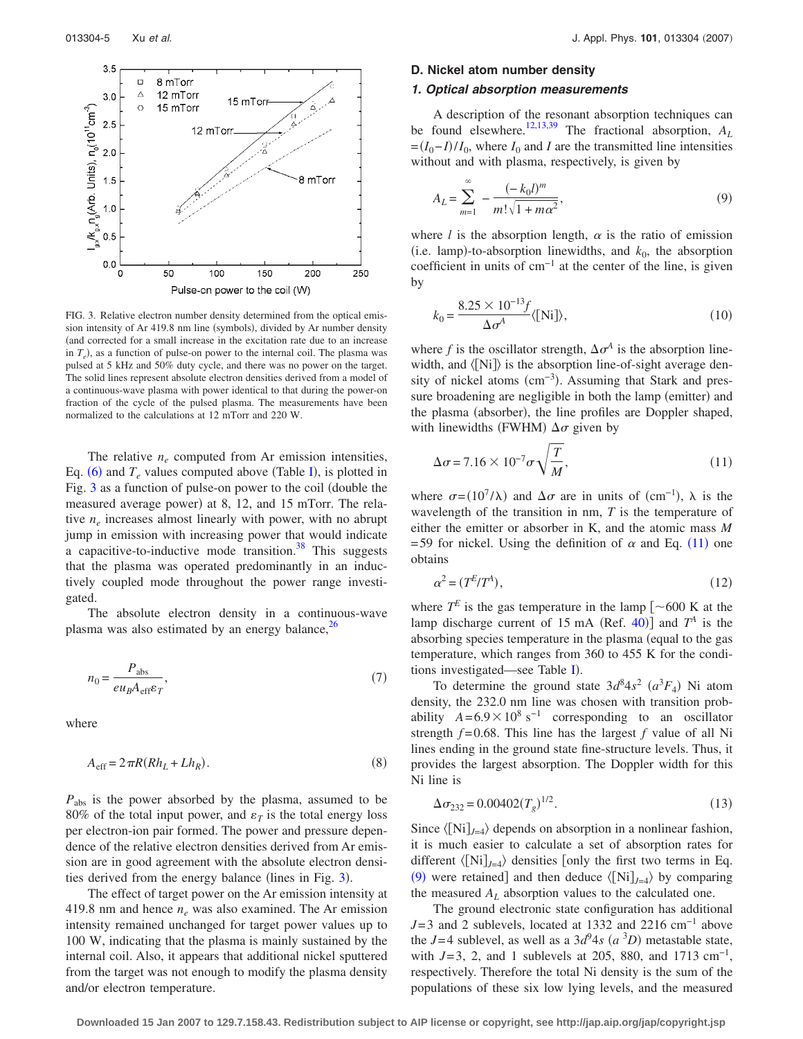FIG. 3. Relative electron number density determined from the optical emission intensity of Ar 419.8 nm line (symbols), divided by Ar number density (and corrected for a small increase in the excitation rate due to an increase in $T_e$), as a function of pulse-on power to the internal coil. The plasma was pulsed at 5 kHz and 50% duty cycle, and there was no power on the target. The solid lines represent absolute electron densities derived from a model of a continuous-wave plasma with power identical to that during the power-on fraction of the cycle of the pulsed plasma. The measurements have been normalized to the calculations at 12 mTorr and 220 W.

The relative $n_e$ computed from Ar emission intensities, Eq. (6) and $T_e$ values computed above (Table I), is plotted in Fig. 3 as a function of pulse-on power to the coil (double the measured average power) at 8, 12, and 15 mTorr. The relative $n_e$ increases almost linearly with power, with no abrupt jump in emission with increasing power that would indicate a capacitive-to-inductive mode transition.[38] This suggests that the plasma was operated predominantly in an inductively coupled mode throughout the power range investigated.

The absolute electron density in a continuous-wave plasma was also estimated by an energy balance,[26]

$$n_0 = \frac{P_{\text{abs}}}{e u_B A_{\text{eff}} \varepsilon_T}, \tag{7}$$

where

$$A_{\text{eff}} = 2\pi R(R h_L + L h_R). \tag{8}$$

$P_{\text{abs}}$ is the power absorbed by the plasma, assumed to be 80% of the total input power, and $\varepsilon_T$ is the total energy loss per electron-ion pair formed. The power and pressure dependence of the relative electron densities derived from Ar emission are in good agreement with the absolute electron densities derived from the energy balance (lines in Fig. 3).

The effect of target power on the Ar emission intensity at 419.8 nm and hence $n_e$ was also examined. The Ar emission intensity remained unchanged for target power values up to 100 W, indicating that the plasma is mainly sustained by the internal coil. Also, it appears that additional nickel sputtered from the target was not enough to modify the plasma density and/or electron temperature.

## D. Nickel atom number density

### 1. Optical absorption measurements

A description of the resonant absorption techniques can be found elsewhere.[12,13,39] The fractional absorption, $A_L = (I_0 - I)/I_0$, where $I_0$ and $I$ are the transmitted line intensities without and with plasma, respectively, is given by

$$A_L = \sum_{m=1}^{\infty} -\frac{(-k_0 l)^m}{m!\sqrt{1+m\alpha^2}}, \tag{9}$$

where $l$ is the absorption length, $\alpha$ is the ratio of emission (i.e. lamp)-to-absorption linewidths, and $k_0$, the absorption coefficient in units of $\text{cm}^{-1}$ at the center of the line, is given by

$$k_0 = \frac{8.25 \times 10^{-13} f}{\Delta\sigma^A} \langle[\text{Ni}]\rangle, \tag{10}$$

where $f$ is the oscillator strength, $\Delta\sigma^A$ is the absorption linewidth, and $\langle[\text{Ni}]\rangle$ is the absorption line-of-sight average density of nickel atoms ($\text{cm}^{-3}$). Assuming that Stark and pressure broadening are negligible in both the lamp (emitter) and the plasma (absorber), the line profiles are Doppler shaped, with linewidths (FWHM) $\Delta\sigma$ given by

$$\Delta\sigma = 7.16 \times 10^{-7} \sigma \sqrt{\frac{T}{M}}, \tag{11}$$

where $\sigma = (10^7/\lambda)$ and $\Delta\sigma$ are in units of ($\text{cm}^{-1}$), $\lambda$ is the wavelength of the transition in nm, $T$ is the temperature of either the emitter or absorber in K, and the atomic mass $M = 59$ for nickel. Using the definition of $\alpha$ and Eq. (11) one obtains

$$\alpha^2 = (T^E/T^A), \tag{12}$$

where $T^E$ is the gas temperature in the lamp [~600 K at the lamp discharge current of 15 mA (Ref. 40)] and $T^A$ is the absorbing species temperature in the plasma (equal to the gas temperature, which ranges from 360 to 455 K for the conditions investigated—see Table I).

To determine the ground state $3d^8 4s^2$ ($a^3F_4$) Ni atom density, the 232.0 nm line was chosen with transition probability $A = 6.9 \times 10^8\ \text{s}^{-1}$ corresponding to an oscillator strength $f = 0.68$. This line has the largest $f$ value of all Ni lines ending in the ground state fine-structure levels. Thus, it provides the largest absorption. The Doppler width for this Ni line is

$$\Delta\sigma_{232} = 0.00402(T_g)^{1/2}. \tag{13}$$

Since $\langle[\text{Ni}]_{J=4}\rangle$ depends on absorption in a nonlinear fashion, it is much easier to calculate a set of absorption rates for different $\langle[\text{Ni}]_{J=4}\rangle$ densities [only the first two terms in Eq. (9) were retained] and then deduce $\langle[\text{Ni}]_{J=4}\rangle$ by comparing the measured $A_L$ absorption values to the calculated one.

The ground electronic state configuration has additional $J=3$ and 2 sublevels, located at 1332 and 2216 $\text{cm}^{-1}$ above the $J=4$ sublevel, as well as a $3d^9 4s$ ($a\,^3D$) metastable state, with $J=3$, 2, and 1 sublevels at 205, 880, and 1713 $\text{cm}^{-1}$, respectively. Therefore the total Ni density is the sum of the populations of these six low lying levels, and the measured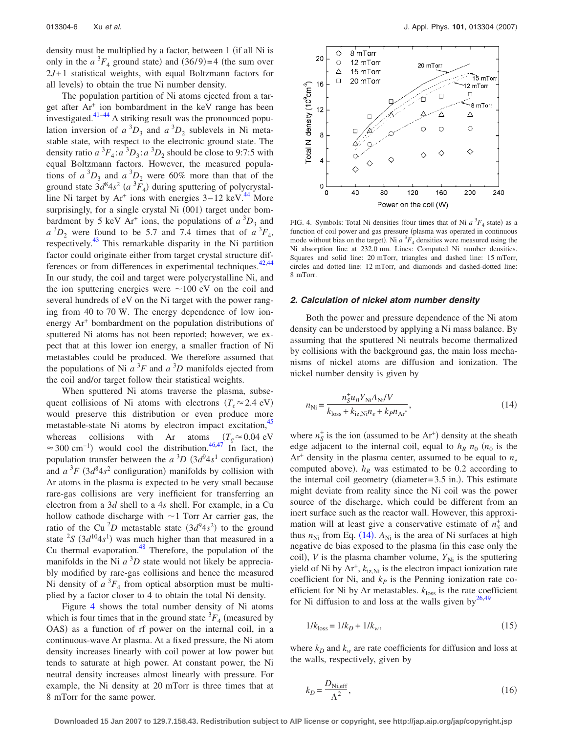density must be multiplied by a factor, between 1 (if all Ni is only in the $a\,^3F_4$ ground state) and $(36/9)=4$ (the sum over $2J+1$ statistical weights, with equal Boltzmann factors for all levels) to obtain the true Ni number density.

The population partition of Ni atoms ejected from a target after $Ar^+$ ion bombardment in the keV range has been investigated.[41–44] A striking result was the pronounced population inversion of $a\,^3D_3$ and $a\,^3D_2$ sublevels in Ni metastable state, with respect to the electronic ground state. The density ratio $a\,^3F_4$:$a\,^3D_3$:$a\,^3D_2$ should be close to 9:7:5 with equal Boltzmann factors. However, the measured populations of $a\,^3D_3$ and $a\,^3D_2$ were 60% more than that of the ground state $3d^84s^2$ ($a\,^3F_4$) during sputtering of polycrystalline Ni target by $Ar^+$ ions with energies 3–12 keV.[44] More surprisingly, for a single crystal Ni (001) target under bombardment by 5 keV $Ar^+$ ions, the populations of $a\,^3D_3$ and $a\,^3D_2$ were found to be 5.7 and 7.4 times that of $a\,^3F_4$, respectively.[43] This remarkable disparity in the Ni partition factor could originate either from target crystal structure differences or from differences in experimental techniques.[42,44] In our study, the coil and target were polycrystalline Ni, and the ion sputtering energies were ~100 eV on the coil and several hundreds of eV on the Ni target with the power ranging from 40 to 70 W. The energy dependence of low ion-energy $Ar^+$ bombardment on the population distributions of sputtered Ni atoms has not been reported; however, we expect that at this lower ion energy, a smaller fraction of Ni metastables could be produced. We therefore assumed that the populations of Ni $a\,^3F$ and $a\,^3D$ manifolds ejected from the coil and/or target follow their statistical weights.

When sputtered Ni atoms traverse the plasma, subsequent collisions of Ni atoms with electrons ($T_e \approx 2.4$ eV) would preserve this distribution or even produce more metastable-state Ni atoms by electron impact excitation,[45] whereas collisions with Ar atoms ($T_g \approx 0.04$ eV $\approx 300$ cm$^{-1}$) would cool the distribution.[46,47] In fact, the population transfer between the $a\,^3D$ ($3d^94s^1$ configuration) and $a\,^3F$ ($3d^84s^2$ configuration) manifolds by collision with Ar atoms in the plasma is expected to be very small because rare-gas collisions are very inefficient for transferring an electron from a $3d$ shell to a $4s$ shell. For example, in a Cu hollow cathode discharge with ~1 Torr Ar carrier gas, the ratio of the Cu $^2D$ metastable state ($3d^94s^2$) to the ground state $^2S$ ($3d^{10}4s^1$) was much higher than that measured in a Cu thermal evaporation.[48] Therefore, the population of the manifolds in the Ni $a\,^3D$ state would not likely be appreciably modified by rare-gas collisions and hence the measured Ni density of $a\,^3F_4$ from optical absorption must be multiplied by a factor closer to 4 to obtain the total Ni density.

Figure 4 shows the total number density of Ni atoms which is four times that in the ground state $^3F_4$ (measured by OAS) as a function of rf power on the internal coil, in a continuous-wave Ar plasma. At a fixed pressure, the Ni atom density increases linearly with coil power at low power but tends to saturate at high power. At constant power, the Ni neutral density increases almost linearly with pressure. For example, the Ni density at 20 mTorr is three times that at 8 mTorr for the same power.

FIG. 4. Symbols: Total Ni densities (four times that of Ni $a\,^3F_4$ state) as a function of coil power and gas pressure (plasma was operated in continuous mode without bias on the target). Ni $a\,^3F_4$ densities were measured using the Ni absorption line at 232.0 nm. Lines: Computed Ni number densities. Squares and solid line: 20 mTorr, triangles and dashed line: 15 mTorr, circles and dotted line: 12 mTorr, and diamonds and dashed-dotted line: 8 mTorr.

## 2. Calculation of nickel atom number density

Both the power and pressure dependence of the Ni atom density can be understood by applying a Ni mass balance. By assuming that the sputtered Ni neutrals become thermalized by collisions with the background gas, the main loss mechanisms of nickel atoms are diffusion and ionization. The nickel number density is given by

$$n_{\mathrm{Ni}} = \frac{n_S^+ u_B Y_{\mathrm{Ni}} A_{\mathrm{Ni}} / V}{k_{\mathrm{loss}} + k_{\mathrm{iz,Ni}} n_e + k_P n_{\mathrm{Ar}^*}}, \tag{14}$$

where $n_S^+$ is the ion (assumed to be $Ar^+$) density at the sheath edge adjacent to the internal coil, equal to $h_R\, n_0$ ($n_0$ is the $Ar^+$ density in the plasma center, assumed to be equal to $n_e$ computed above). $h_R$ was estimated to be 0.2 according to the internal coil geometry (diameter=3.5 in.). This estimate might deviate from reality since the Ni coil was the power source of the discharge, which could be different from an inert surface such as the reactor wall. However, this approximation will at least give a conservative estimate of $n_S^+$ and thus $n_{\mathrm{Ni}}$ from Eq. (14). $A_{\mathrm{Ni}}$ is the area of Ni surfaces at high negative dc bias exposed to the plasma (in this case only the coil), $V$ is the plasma chamber volume, $Y_{\mathrm{Ni}}$ is the sputtering yield of Ni by $Ar^+$, $k_{\mathrm{iz,Ni}}$ is the electron impact ionization rate coefficient for Ni, and $k_P$ is the Penning ionization rate coefficient for Ni by Ar metastables. $k_{\mathrm{loss}}$ is the rate coefficient for Ni diffusion to and loss at the walls given by[26,49]

$$1/k_{\mathrm{loss}} = 1/k_D + 1/k_w, \tag{15}$$

where $k_D$ and $k_w$ are rate coefficients for diffusion and loss at the walls, respectively, given by

$$k_D = \frac{D_{\mathrm{Ni,eff}}}{\Lambda^2}, \tag{16}$$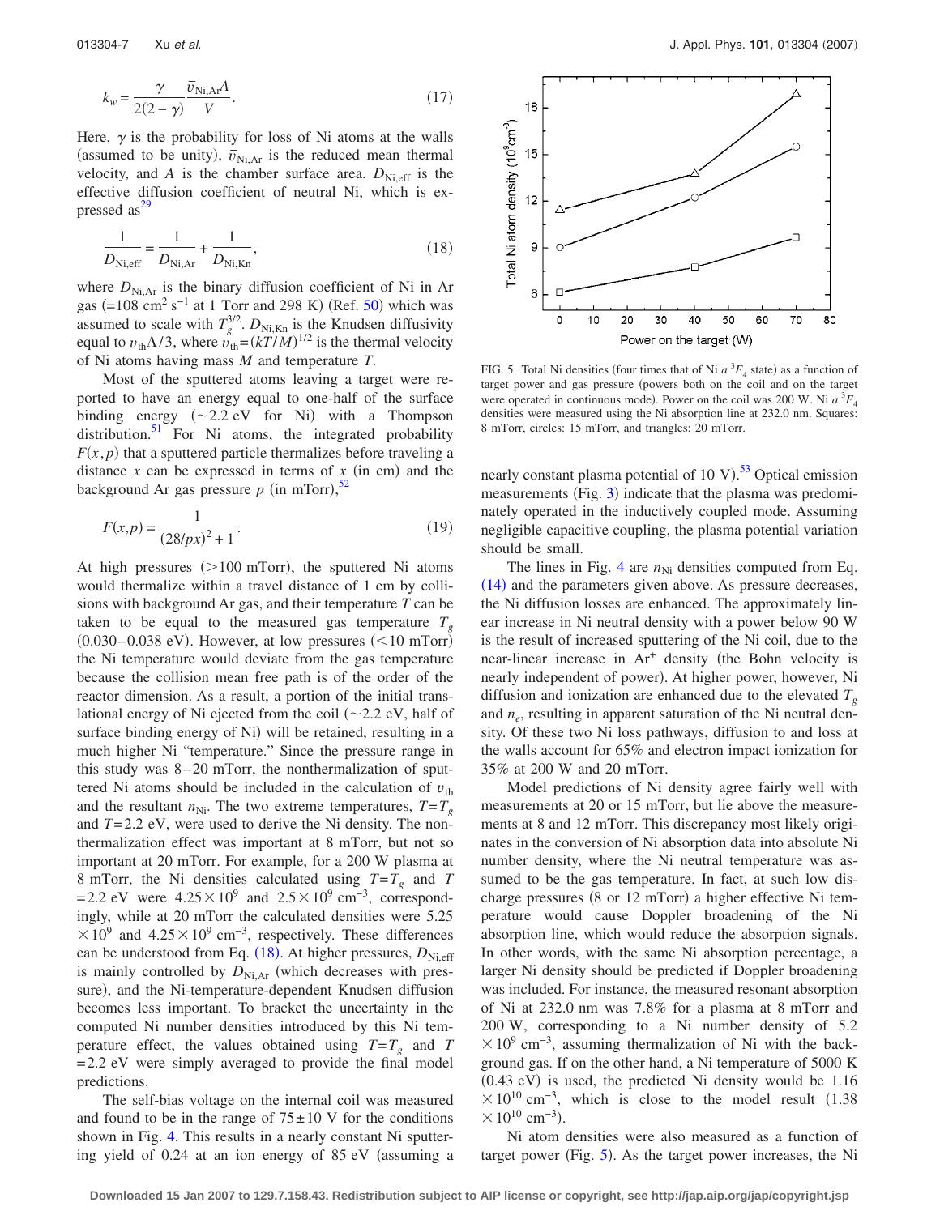$$k_w = \frac{\gamma}{2(2-\gamma)} \frac{\bar{v}_{\mathrm{Ni,Ar}} A}{V}. \tag{17}$$

Here, $\gamma$ is the probability for loss of Ni atoms at the walls (assumed to be unity), $\bar{v}_{\mathrm{Ni,Ar}}$ is the reduced mean thermal velocity, and $A$ is the chamber surface area. $D_{\mathrm{Ni,eff}}$ is the effective diffusion coefficient of neutral Ni, which is expressed as[29]

$$\frac{1}{D_{\mathrm{Ni,eff}}} = \frac{1}{D_{\mathrm{Ni,Ar}}} + \frac{1}{D_{\mathrm{Ni,Kn}}}, \tag{18}$$

where $D_{\mathrm{Ni,Ar}}$ is the binary diffusion coefficient of Ni in Ar gas ($=108\ \mathrm{cm^2\,s^{-1}}$ at 1 Torr and 298 K) (Ref. [50]) which was assumed to scale with $T_g^{3/2}$. $D_{\mathrm{Ni,Kn}}$ is the Knudsen diffusivity equal to $v_{\mathrm{th}}\Lambda/3$, where $v_{\mathrm{th}}=(kT/M)^{1/2}$ is the thermal velocity of Ni atoms having mass $M$ and temperature $T$.

Most of the sputtered atoms leaving a target were reported to have an energy equal to one-half of the surface binding energy ($\sim$2.2 eV for Ni) with a Thompson distribution.[51] For Ni atoms, the integrated probability $F(x,p)$ that a sputtered particle thermalizes before traveling a distance $x$ can be expressed in terms of $x$ (in cm) and the background Ar gas pressure $p$ (in mTorr),[52]

$$F(x,p) = \frac{1}{(28/px)^2 + 1}. \tag{19}$$

At high pressures ($>$100 mTorr), the sputtered Ni atoms would thermalize within a travel distance of 1 cm by collisions with background Ar gas, and their temperature $T$ can be taken to be equal to the measured gas temperature $T_g$ (0.030–0.038 eV). However, at low pressures ($<$10 mTorr) the Ni temperature would deviate from the gas temperature because the collision mean free path is of the order of the reactor dimension. As a result, a portion of the initial translational energy of Ni ejected from the coil ($\sim$2.2 eV, half of surface binding energy of Ni) will be retained, resulting in a much higher Ni "temperature." Since the pressure range in this study was 8–20 mTorr, the nonthermalization of sputtered Ni atoms should be included in the calculation of $v_{\mathrm{th}}$ and the resultant $n_{\mathrm{Ni}}$. The two extreme temperatures, $T=T_g$ and $T=2.2$ eV, were used to derive the Ni density. The nonthermalization effect was important at 8 mTorr, but not so important at 20 mTorr. For example, for a 200 W plasma at 8 mTorr, the Ni densities calculated using $T=T_g$ and $T=2.2$ eV were $4.25\times10^9$ and $2.5\times10^9\ \mathrm{cm^{-3}}$, correspondingly, while at 20 mTorr the calculated densities were $5.25\times10^9$ and $4.25\times10^9\ \mathrm{cm^{-3}}$, respectively. These differences can be understood from Eq. (18). At higher pressures, $D_{\mathrm{Ni,eff}}$ is mainly controlled by $D_{\mathrm{Ni,Ar}}$ (which decreases with pressure), and the Ni-temperature-dependent Knudsen diffusion becomes less important. To bracket the uncertainty in the computed Ni number densities introduced by this Ni temperature effect, the values obtained using $T=T_g$ and $T=2.2$ eV were simply averaged to provide the final model predictions.

The self-bias voltage on the internal coil was measured and found to be in the range of $75\pm10$ V for the conditions shown in Fig. 4. This results in a nearly constant Ni sputtering yield of 0.24 at an ion energy of 85 eV (assuming a nearly constant plasma potential of 10 V).[53] Optical emission measurements (Fig. 3) indicate that the plasma was predominately operated in the inductively coupled mode. Assuming negligible capacitive coupling, the plasma potential variation should be small.

The lines in Fig. 4 are $n_{\mathrm{Ni}}$ densities computed from Eq. (14) and the parameters given above. As pressure decreases, the Ni diffusion losses are enhanced. The approximately linear increase in Ni neutral density with a power below 90 W is the result of increased sputtering of the Ni coil, due to the near-linear increase in $\mathrm{Ar^+}$ density (the Bohn velocity is nearly independent of power). At higher power, however, Ni diffusion and ionization are enhanced due to the elevated $T_g$ and $n_e$, resulting in apparent saturation of the Ni neutral density. Of these two Ni loss pathways, diffusion to and loss at the walls account for 65% and electron impact ionization for 35% at 200 W and 20 mTorr.

Model predictions of Ni density agree fairly well with measurements at 20 or 15 mTorr, but lie above the measurements at 8 and 12 mTorr. This discrepancy most likely originates in the conversion of Ni absorption data into absolute Ni number density, where the Ni neutral temperature was assumed to be the gas temperature. In fact, at such low discharge pressures (8 or 12 mTorr) a higher effective Ni temperature would cause Doppler broadening of the Ni absorption line, which would reduce the absorption signals. In other words, with the same Ni absorption percentage, a larger Ni density should be predicted if Doppler broadening was included. For instance, the measured resonant absorption of Ni at 232.0 nm was 7.8% for a plasma at 8 mTorr and 200 W, corresponding to a Ni number density of $5.2\times10^9\ \mathrm{cm^{-3}}$, assuming thermalization of Ni with the background gas. If on the other hand, a Ni temperature of 5000 K (0.43 eV) is used, the predicted Ni density would be $1.16\times10^{10}\ \mathrm{cm^{-3}}$, which is close to the model result ($1.38\times10^{10}\ \mathrm{cm^{-3}}$).

FIG. 5. Total Ni densities (four times that of Ni $a\,^3F_4$ state) as a function of target power and gas pressure (powers both on the coil and on the target were operated in continuous mode). Power on the coil was 200 W. Ni $a\,^3F_4$ densities were measured using the Ni absorption line at 232.0 nm. Squares: 8 mTorr, circles: 15 mTorr, and triangles: 20 mTorr.

Ni atom densities were also measured as a function of target power (Fig. 5). As the target power increases, the Ni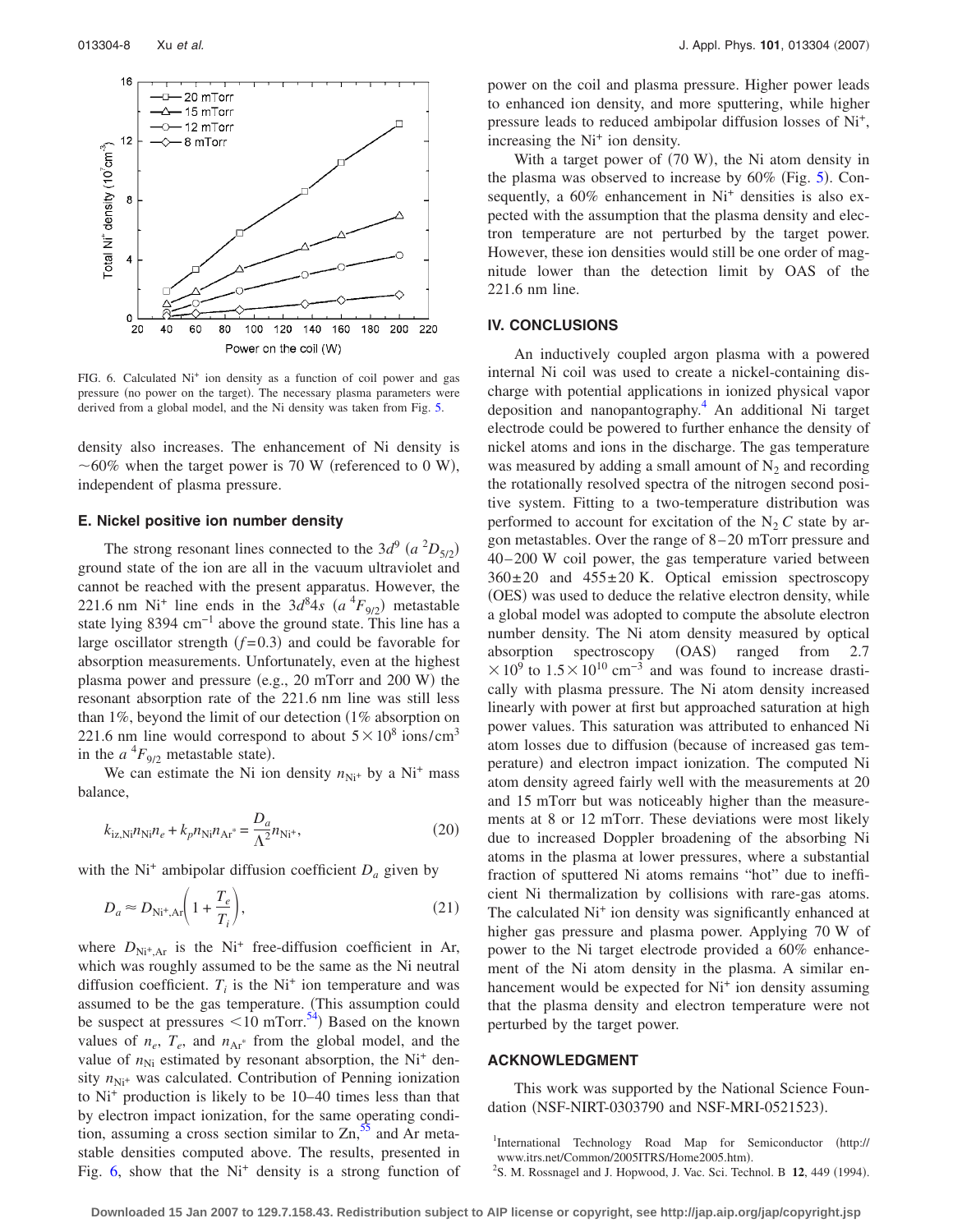FIG. 6. Calculated $Ni^+$ ion density as a function of coil power and gas pressure (no power on the target). The necessary plasma parameters were derived from a global model, and the Ni density was taken from Fig. 5.

density also increases. The enhancement of Ni density is ~60% when the target power is 70 W (referenced to 0 W), independent of plasma pressure.

### E. Nickel positive ion number density

The strong resonant lines connected to the $3d^9$ ($a\ ^2D_{5/2}$) ground state of the ion are all in the vacuum ultraviolet and cannot be reached with the present apparatus. However, the 221.6 nm $Ni^+$ line ends in the $3d^84s$ ($a\ ^4F_{9/2}$) metastable state lying 8394 $cm^{-1}$ above the ground state. This line has a large oscillator strength ($f=0.3$) and could be favorable for absorption measurements. Unfortunately, even at the highest plasma power and pressure (e.g., 20 mTorr and 200 W) the resonant absorption rate of the 221.6 nm line was still less than 1%, beyond the limit of our detection (1% absorption on 221.6 nm line would correspond to about $5\times10^8$ ions/cm$^3$ in the $a\ ^4F_{9/2}$ metastable state).

We can estimate the Ni ion density $n_{Ni^+}$ by a $Ni^+$ mass balance,

$$k_{iz,Ni}n_{Ni}n_e + k_p n_{Ni}n_{Ar^*} = \frac{D_a}{\Lambda^2}n_{Ni^+}, \tag{20}$$

with the $Ni^+$ ambipolar diffusion coefficient $D_a$ given by

$$D_a \approx D_{Ni^+,Ar}\left(1+\frac{T_e}{T_i}\right), \tag{21}$$

where $D_{Ni^+,Ar}$ is the $Ni^+$ free-diffusion coefficient in Ar, which was roughly assumed to be the same as the Ni neutral diffusion coefficient. $T_i$ is the $Ni^+$ ion temperature and was assumed to be the gas temperature. (This assumption could be suspect at pressures <10 mTorr.[54]) Based on the known values of $n_e$, $T_e$, and $n_{Ar^*}$ from the global model, and the value of $n_{Ni}$ estimated by resonant absorption, the $Ni^+$ density $n_{Ni^+}$ was calculated. Contribution of Penning ionization to $Ni^+$ production is likely to be 10–40 times less than that by electron impact ionization, for the same operating condition, assuming a cross section similar to Zn,[55] and Ar metastable densities computed above. The results, presented in Fig. 6, show that the $Ni^+$ density is a strong function of power on the coil and plasma pressure. Higher power leads to enhanced ion density, and more sputtering, while higher pressure leads to reduced ambipolar diffusion losses of $Ni^+$, increasing the $Ni^+$ ion density.

With a target power of (70 W), the Ni atom density in the plasma was observed to increase by 60% (Fig. 5). Consequently, a 60% enhancement in $Ni^+$ densities is also expected with the assumption that the plasma density and electron temperature are not perturbed by the target power. However, these ion densities would still be one order of magnitude lower than the detection limit by OAS of the 221.6 nm line.

## IV. CONCLUSIONS

An inductively coupled argon plasma with a powered internal Ni coil was used to create a nickel-containing discharge with potential applications in ionized physical vapor deposition and nanopantography.[4] An additional Ni target electrode could be powered to further enhance the density of nickel atoms and ions in the discharge. The gas temperature was measured by adding a small amount of $N_2$ and recording the rotationally resolved spectra of the nitrogen second positive system. Fitting to a two-temperature distribution was performed to account for excitation of the $N_2$ $C$ state by argon metastables. Over the range of 8–20 mTorr pressure and 40–200 W coil power, the gas temperature varied between $360\pm20$ and $455\pm20$ K. Optical emission spectroscopy (OES) was used to deduce the relative electron density, while a global model was adopted to compute the absolute electron number density. The Ni atom density measured by optical absorption spectroscopy (OAS) ranged from $2.7\times10^9$ to $1.5\times10^{10}$ $cm^{-3}$ and was found to increase drastically with plasma pressure. The Ni atom density increased linearly with power at first but approached saturation at high power values. This saturation was attributed to enhanced Ni atom losses due to diffusion (because of increased gas temperature) and electron impact ionization. The computed Ni atom density agreed fairly well with the measurements at 20 and 15 mTorr but was noticeably higher than the measurements at 8 or 12 mTorr. These deviations were most likely due to increased Doppler broadening of the absorbing Ni atoms in the plasma at lower pressures, where a substantial fraction of sputtered Ni atoms remains "hot" due to inefficient Ni thermalization by collisions with rare-gas atoms. The calculated $Ni^+$ ion density was significantly enhanced at higher gas pressure and plasma power. Applying 70 W of power to the Ni target electrode provided a 60% enhancement of the Ni atom density in the plasma. A similar enhancement would be expected for $Ni^+$ ion density assuming that the plasma density and electron temperature were not perturbed by the target power.

## ACKNOWLEDGMENT

This work was supported by the National Science Foundation (NSF-NIRT-0303790 and NSF-MRI-0521523).

[1] International Technology Road Map for Semiconductor (http://www.itrs.net/Common/2005ITRS/Home2005.htm).

[2] S. M. Rossnagel and J. Hopwood, J. Vac. Sci. Technol. B **12**, 449 (1994).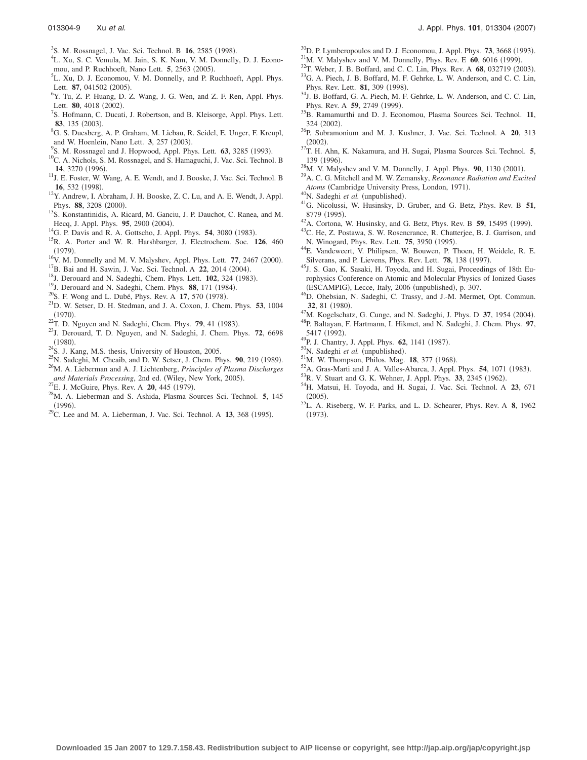[3] S. M. Rossnagel, J. Vac. Sci. Technol. B **16**, 2585 (1998).

[4] L. Xu, S. C. Vemula, M. Jain, S. K. Nam, V. M. Donnelly, D. J. Economou, and P. Ruchhoeft, Nano Lett. **5**, 2563 (2005).

[5] L. Xu, D. J. Economou, V. M. Donnelly, and P. Ruchhoeft, Appl. Phys. Lett. **87**, 041502 (2005).

[6] Y. Tu, Z. P. Huang, D. Z. Wang, J. G. Wen, and Z. F. Ren, Appl. Phys. Lett. **80**, 4018 (2002).

[7] S. Hofmann, C. Ducati, J. Robertson, and B. Kleisorge, Appl. Phys. Lett. **83**, 135 (2003).

[8] G. S. Duesberg, A. P. Graham, M. Liebau, R. Seidel, E. Unger, F. Kreupl, and W. Hoenlein, Nano Lett. **3**, 257 (2003).

[9] S. M. Rossnagel and J. Hopwood, Appl. Phys. Lett. **63**, 3285 (1993).

[10] C. A. Nichols, S. M. Rossnagel, and S. Hamaguchi, J. Vac. Sci. Technol. B **14**, 3270 (1996).

[11] J. E. Foster, W. Wang, A. E. Wendt, and J. Booske, J. Vac. Sci. Technol. B **16**, 532 (1998).

[12] Y. Andrew, I. Abraham, J. H. Booske, Z. C. Lu, and A. E. Wendt, J. Appl. Phys. **88**, 3208 (2000).

[13] S. Konstantinidis, A. Ricard, M. Ganciu, J. P. Dauchot, C. Ranea, and M. Hecq, J. Appl. Phys. **95**, 2900 (2004).

[14] G. P. Davis and R. A. Gottscho, J. Appl. Phys. **54**, 3080 (1983).

[15] R. A. Porter and W. R. Harshbarger, J. Electrochem. Soc. **126**, 460 (1979).

[16] V. M. Donnelly and M. V. Malyshev, Appl. Phys. Lett. **77**, 2467 (2000).

[17] B. Bai and H. Sawin, J. Vac. Sci. Technol. A **22**, 2014 (2004).

[18] J. Derouard and N. Sadeghi, Chem. Phys. Lett. **102**, 324 (1983).

[19] J. Derouard and N. Sadeghi, Chem. Phys. **88**, 171 (1984).

[20] S. F. Wong and L. Dubé, Phys. Rev. A **17**, 570 (1978).

[21] D. W. Setser, D. H. Stedman, and J. A. Coxon, J. Chem. Phys. **53**, 1004 (1970).

[22] T. D. Nguyen and N. Sadeghi, Chem. Phys. **79**, 41 (1983).

[23] J. Derouard, T. D. Nguyen, and N. Sadeghi, J. Chem. Phys. **72**, 6698 (1980).

[24] S. J. Kang, M.S. thesis, University of Houston, 2005.

[25] N. Sadeghi, M. Cheaib, and D. W. Setser, J. Chem. Phys. **90**, 219 (1989).

[26] M. A. Lieberman and A. J. Lichtenberg, *Principles of Plasma Discharges and Materials Processing*, 2nd ed. (Wiley, New York, 2005).

[27] E. J. McGuire, Phys. Rev. A **20**, 445 (1979).

[28] M. A. Lieberman and S. Ashida, Plasma Sources Sci. Technol. **5**, 145 (1996).

[29] C. Lee and M. A. Lieberman, J. Vac. Sci. Technol. A **13**, 368 (1995).

[30] D. P. Lymberopoulos and D. J. Economou, J. Appl. Phys. **73**, 3668 (1993).

[31] M. V. Malyshev and V. M. Donnelly, Phys. Rev. E **60**, 6016 (1999).

[32] T. Weber, J. B. Boffard, and C. C. Lin, Phys. Rev. A **68**, 032719 (2003).

[33] G. A. Piech, J. B. Boffard, M. F. Gehrke, L. W. Anderson, and C. C. Lin, Phys. Rev. Lett. **81**, 309 (1998).

[34] J. B. Boffard, G. A. Piech, M. F. Gehrke, L. W. Anderson, and C. C. Lin, Phys. Rev. A **59**, 2749 (1999).

[35] B. Ramamurthi and D. J. Economou, Plasma Sources Sci. Technol. **11**, 324 (2002).

[36] P. Subramonium and M. J. Kushner, J. Vac. Sci. Technol. A **20**, 313 (2002).

[37] T. H. Ahn, K. Nakamura, and H. Sugai, Plasma Sources Sci. Technol. **5**, 139 (1996).

[38] M. V. Malyshev and V. M. Donnelly, J. Appl. Phys. **90**, 1130 (2001).

[39] A. C. G. Mitchell and M. W. Zemansky, *Resonance Radiation and Excited Atoms* (Cambridge University Press, London, 1971).

[40] N. Sadeghi *et al.* (unpublished).

[41] G. Nicolussi, W. Husinsky, D. Gruber, and G. Betz, Phys. Rev. B **51**, 8779 (1995).

[42] A. Cortona, W. Husinsky, and G. Betz, Phys. Rev. B **59**, 15495 (1999).

[43] C. He, Z. Postawa, S. W. Rosencrance, R. Chatterjee, B. J. Garrison, and N. Winogard, Phys. Rev. Lett. **75**, 3950 (1995).

[44] E. Vandeweert, V. Philipsen, W. Bouwen, P. Thoen, H. Weidele, R. E. Silverans, and P. Lievens, Phys. Rev. Lett. **78**, 138 (1997).

[45] J. S. Gao, K. Sasaki, H. Toyoda, and H. Sugai, Proceedings of 18th Europhysics Conference on Atomic and Molecular Physics of Ionized Gases (ESCAMPIG), Lecce, Italy, 2006 (unpublished), p. 307.

[46] D. Ohebsian, N. Sadeghi, C. Trassy, and J.-M. Mermet, Opt. Commun. **32**, 81 (1980).

[47] M. Kogelschatz, G. Cunge, and N. Sadeghi, J. Phys. D **37**, 1954 (2004).

[48] P. Baltayan, F. Hartmann, I. Hikmet, and N. Sadeghi, J. Chem. Phys. **97**, 5417 (1992).

[49] P. J. Chantry, J. Appl. Phys. **62**, 1141 (1987).

[50] N. Sadeghi *et al.* (unpublished).

[51] M. W. Thompson, Philos. Mag. **18**, 377 (1968).

[52] A. Gras-Marti and J. A. Valles-Abarca, J. Appl. Phys. **54**, 1071 (1983).

[53] R. V. Stuart and G. K. Wehner, J. Appl. Phys. **33**, 2345 (1962).

[54] H. Matsui, H. Toyoda, and H. Sugai, J. Vac. Sci. Technol. A **23**, 671 (2005).

[55] L. A. Riseberg, W. F. Parks, and L. D. Schearer, Phys. Rev. A **8**, 1962 (1973).